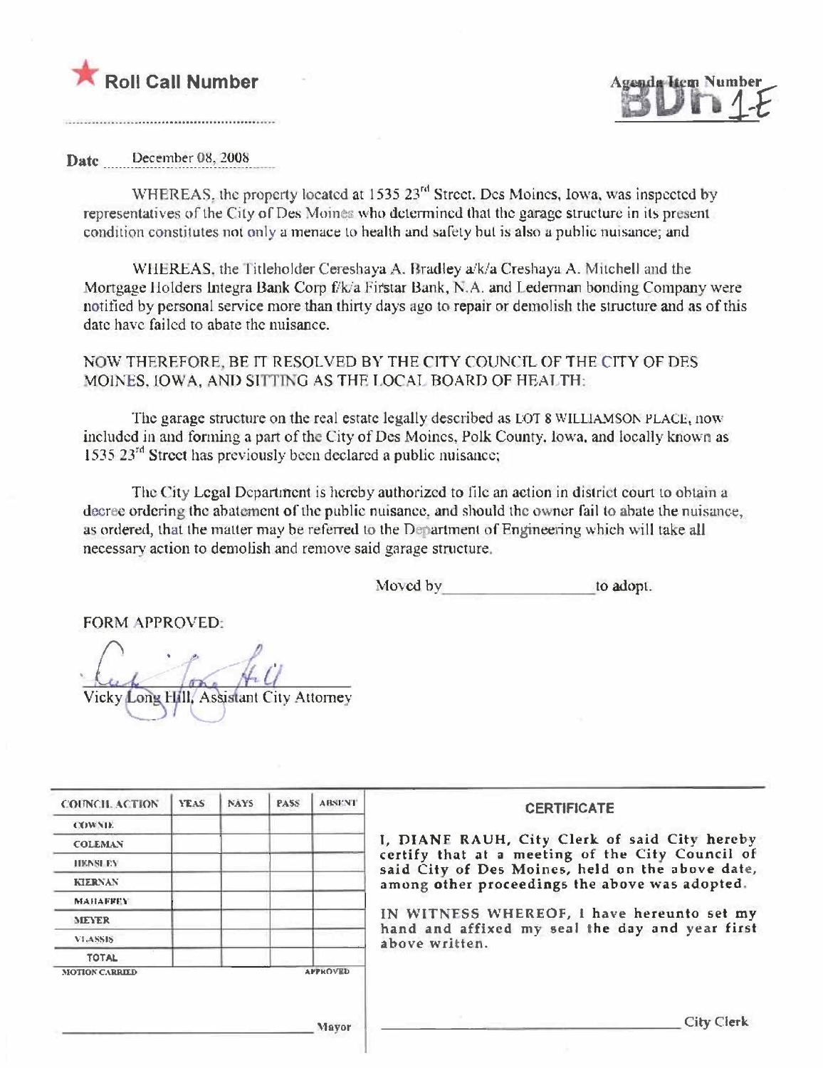**Roll Call Number**

**Agenda Item Number**
**BDH 1-E**

Date December 08, 2008

WHEREAS, the property located at 1535 23rd Street, Des Moines, Iowa, was inspected by representatives of the City of Des Moines who determined that the garage structure in its present condition constitutes not only a menace to health and safety but is also a public nuisance; and

WHEREAS, the Titleholder Cereshaya A. Bradley a/k/a Creshaya A. Mitchell and the Mortgage Holders Integra Bank Corp f/k/a Firstar Bank, N.A. and Lederman bonding Company were notified by personal service more than thirty days ago to repair or demolish the structure and as of this date have failed to abate the nuisance.

NOW THEREFORE, BE IT RESOLVED BY THE CITY COUNCIL OF THE CITY OF DES MOINES, IOWA, AND SITTING AS THE LOCAL BOARD OF HEALTH:

The garage structure on the real estate legally described as LOT 8 WILLIAMSON PLACE, now included in and forming a part of the City of Des Moines, Polk County, Iowa, and locally known as 1535 23rd Street has previously been declared a public nuisance;

The City Legal Department is hereby authorized to file an action in district court to obtain a decree ordering the abatement of the public nuisance, and should the owner fail to abate the nuisance, as ordered, that the matter may be referred to the Department of Engineering which will take all necessary action to demolish and remove said garage structure.

Moved by ________________ to adopt.

FORM APPROVED:

Vicky Long Hill, Assistant City Attorney

| COUNCIL ACTION | YEAS | NAYS | PASS | ABSENT |
|---|---|---|---|---|
| COWNIE | | | | |
| COLEMAN | | | | |
| HENSLEY | | | | |
| KIERNAN | | | | |
| MAHAFFEY | | | | |
| MEYER | | | | |
| VLASSIS | | | | |
| TOTAL | | | | |

MOTION CARRIED APPROVED

________________________ Mayor

**CERTIFICATE**

I, DIANE RAUH, City Clerk of said City hereby certify that at a meeting of the City Council of said City of Des Moines, held on the above date, among other proceedings the above was adopted.

IN WITNESS WHEREOF, I have hereunto set my hand and affixed my seal the day and year first above written.

________________________ City Clerk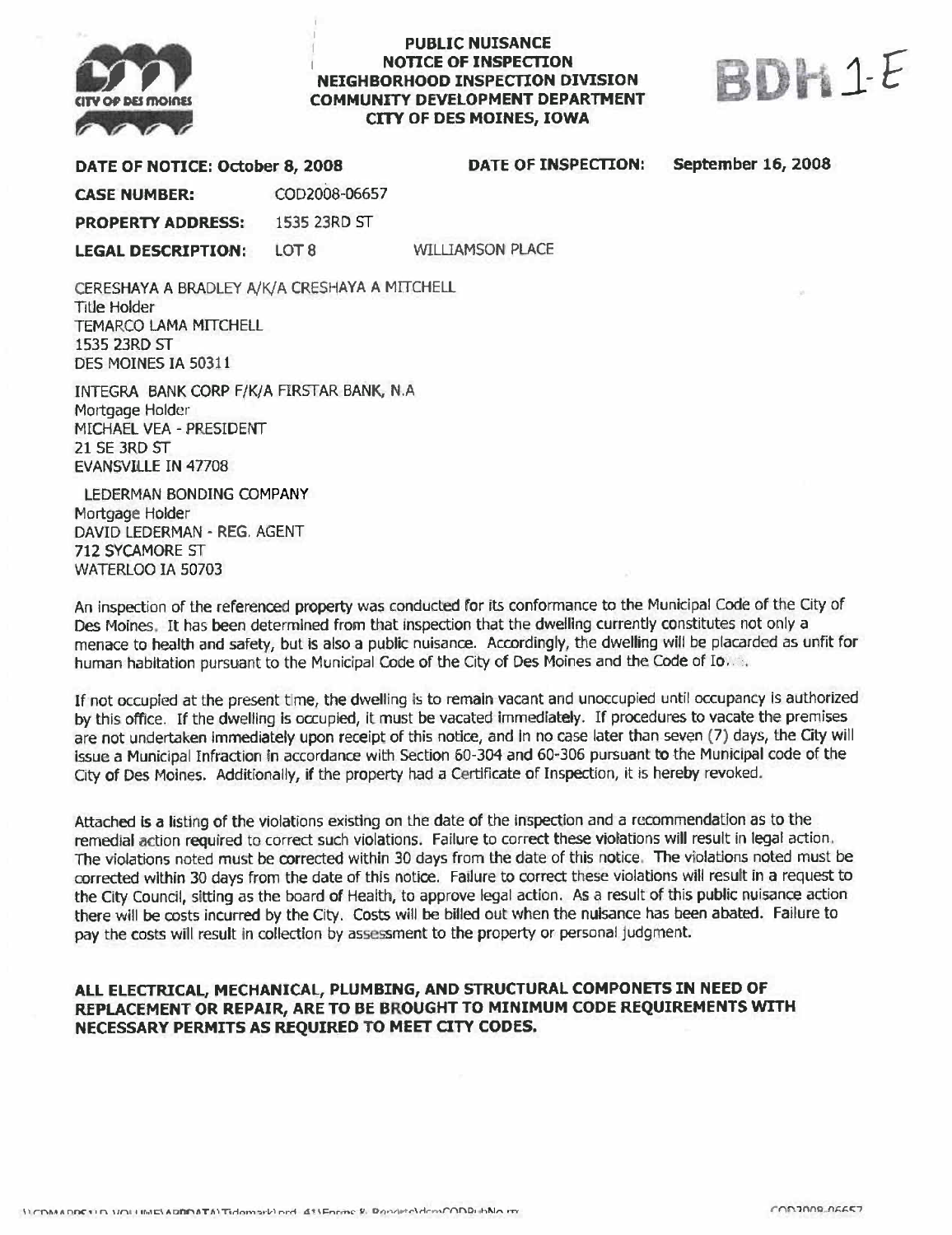**PUBLIC NUISANCE**
**NOTICE OF INSPECTION**
**NEIGHBORHOOD INSPECTION DIVISION**
**COMMUNITY DEVELOPMENT DEPARTMENT**
**CITY OF DES MOINES, IOWA**

BDH 1-E

**DATE OF NOTICE: October 8, 2008** **DATE OF INSPECTION: September 16, 2008**

**CASE NUMBER:** COD2008-06657

**PROPERTY ADDRESS:** 1535 23RD ST

**LEGAL DESCRIPTION:** LOT 8 WILLIAMSON PLACE

CERESHAYA A BRADLEY A/K/A CRESHAYA A MITCHELL
Title Holder
TEMARCO LAMA MITCHELL
1535 23RD ST
DES MOINES IA 50311

INTEGRA BANK CORP F/K/A FIRSTAR BANK, N.A
Mortgage Holder
MICHAEL VEA - PRESIDENT
21 SE 3RD ST
EVANSVILLE IN 47708

LEDERMAN BONDING COMPANY
Mortgage Holder
DAVID LEDERMAN - REG. AGENT
712 SYCAMORE ST
WATERLOO IA 50703

An inspection of the referenced property was conducted for its conformance to the Municipal Code of the City of Des Moines. It has been determined from that inspection that the dwelling currently constitutes not only a menace to health and safety, but is also a public nuisance. Accordingly, the dwelling will be placarded as unfit for human habitation pursuant to the Municipal Code of the City of Des Moines and the Code of Io...

If not occupied at the present time, the dwelling is to remain vacant and unoccupied until occupancy is authorized by this office. If the dwelling is occupied, it must be vacated immediately. If procedures to vacate the premises are not undertaken immediately upon receipt of this notice, and in no case later than seven (7) days, the City will issue a Municipal Infraction in accordance with Section 60-304 and 60-306 pursuant to the Municipal code of the City of Des Moines. Additionally, if the property had a Certificate of Inspection, it is hereby revoked.

Attached is a listing of the violations existing on the date of the inspection and a recommendation as to the remedial action required to correct such violations. Failure to correct these violations will result in legal action. The violations noted must be corrected within 30 days from the date of this notice. The violations noted must be corrected within 30 days from the date of this notice. Failure to correct these violations will result in a request to the City Council, sitting as the board of Health, to approve legal action. As a result of this public nuisance action there will be costs incurred by the City. Costs will be billed out when the nuisance has been abated. Failure to pay the costs will result in collection by assessment to the property or personal judgment.

**ALL ELECTRICAL, MECHANICAL, PLUMBING, AND STRUCTURAL COMPONETS IN NEED OF REPLACEMENT OR REPAIR, ARE TO BE BROUGHT TO MINIMUM CODE REQUIREMENTS WITH NECESSARY PERMITS AS REQUIRED TO MEET CITY CODES.**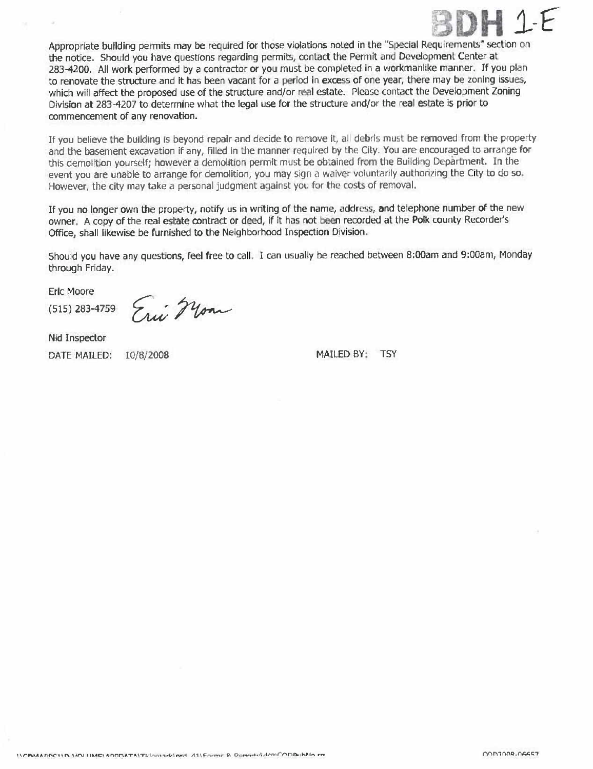BDH 1-E

Appropriate building permits may be required for those violations noted in the "Special Requirements" section on the notice. Should you have questions regarding permits, contact the Permit and Development Center at 283-4200. All work performed by a contractor or you must be completed in a workmanlike manner. If you plan to renovate the structure and it has been vacant for a period in excess of one year, there may be zoning issues, which will affect the proposed use of the structure and/or real estate. Please contact the Development Zoning Division at 283-4207 to determine what the legal use for the structure and/or the real estate is prior to commencement of any renovation.

If you believe the building is beyond repair and decide to remove it, all debris must be removed from the property and the basement excavation if any, filled in the manner required by the City. You are encouraged to arrange for this demolition yourself; however a demolition permit must be obtained from the Building Department. In the event you are unable to arrange for demolition, you may sign a waiver voluntarily authorizing the City to do so. However, the city may take a personal judgment against you for the costs of removal.

If you no longer own the property, notify us in writing of the name, address, and telephone number of the new owner. A copy of the real estate contract or deed, if it has not been recorded at the Polk county Recorder's Office, shall likewise be furnished to the Neighborhood Inspection Division.

Should you have any questions, feel free to call. I can usually be reached between 8:00am and 9:00am, Monday through Friday.

Eric Moore

(515) 283-4759 *Eric Moore*

Nid Inspector

DATE MAILED: 10/8/2008 MAILED BY: TSY

COD2008-06657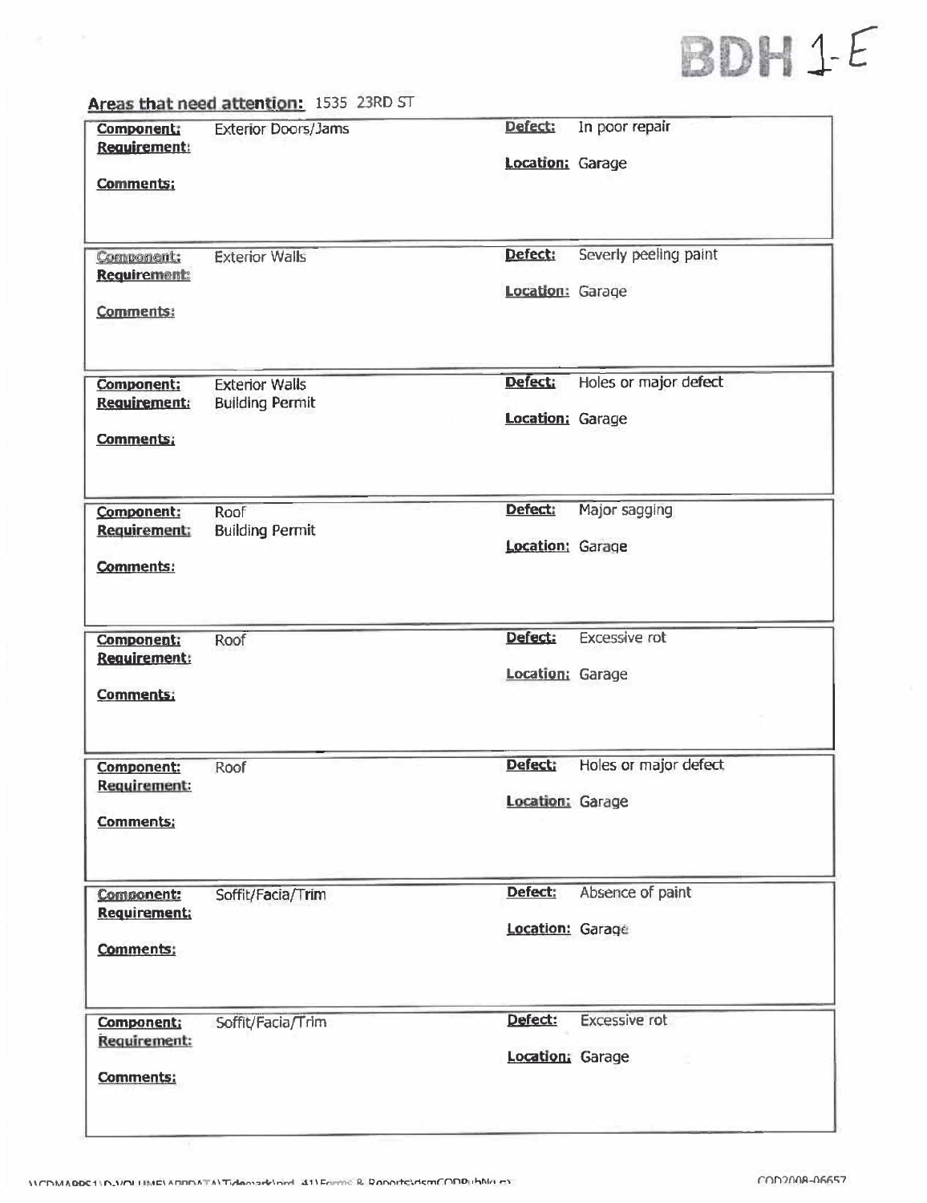BDH 1-E

**Areas that need attention:** 1535 23RD ST

| **Component:** | Exterior Doors/Jams | **Defect:** | In poor repair |
|---|---|---|---|
| **Requirement:** | | **Location:** | Garage |
| **Comments:** | | | |

| **Component:** | Exterior Walls | **Defect:** | Severly peeling paint |
|---|---|---|---|
| **Requirement:** | | **Location:** | Garage |
| **Comments:** | | | |

| **Component:** | Exterior Walls | **Defect:** | Holes or major defect |
|---|---|---|---|
| **Requirement:** | Building Permit | **Location:** | Garage |
| **Comments:** | | | |

| **Component:** | Roof | **Defect:** | Major sagging |
|---|---|---|---|
| **Requirement:** | Building Permit | **Location:** | Garage |
| **Comments:** | | | |

| **Component:** | Roof | **Defect:** | Excessive rot |
|---|---|---|---|
| **Requirement:** | | **Location:** | Garage |
| **Comments:** | | | |

| **Component:** | Roof | **Defect:** | Holes or major defect |
|---|---|---|---|
| **Requirement:** | | **Location:** | Garage |
| **Comments:** | | | |

| **Component:** | Soffit/Facia/Trim | **Defect:** | Absence of paint |
|---|---|---|---|
| **Requirement:** | | **Location:** | Garage |
| **Comments:** | | | |

| **Component:** | Soffit/Facia/Trim | **Defect:** | Excessive rot |
|---|---|---|---|
| **Requirement:** | | **Location:** | Garage |
| **Comments:** | | | |

COD2008-06657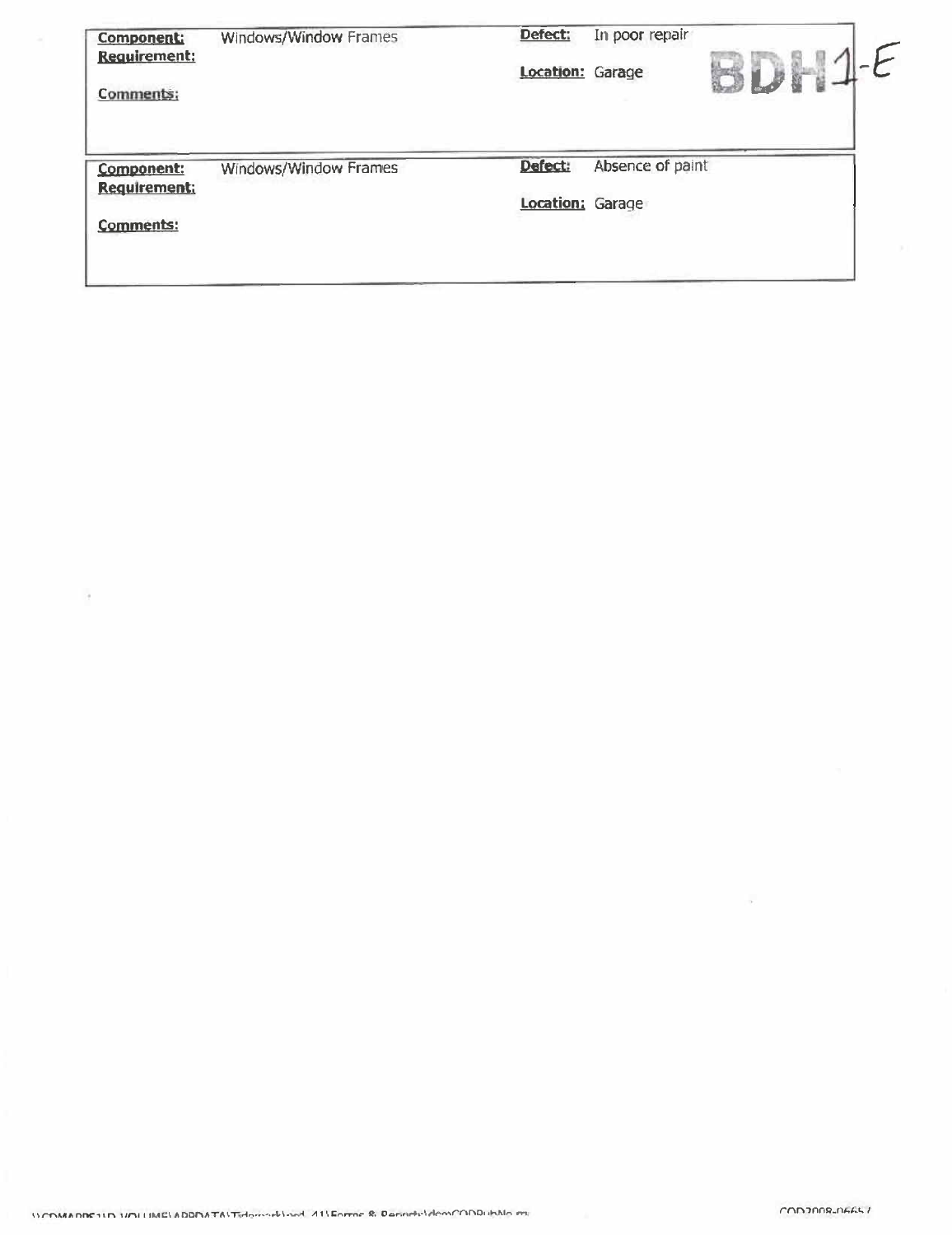| Component: | Windows/Window Frames | Defect: | In poor repair |
|---|---|---|---|
| Requirement: | | Location: | Garage |
| Comments: | | | |

BDH1-E

| Component: | Windows/Window Frames | Defect: | Absence of paint |
|---|---|---|---|
| Requirement: | | Location: | Garage |
| Comments: | | | |

COD2008-06657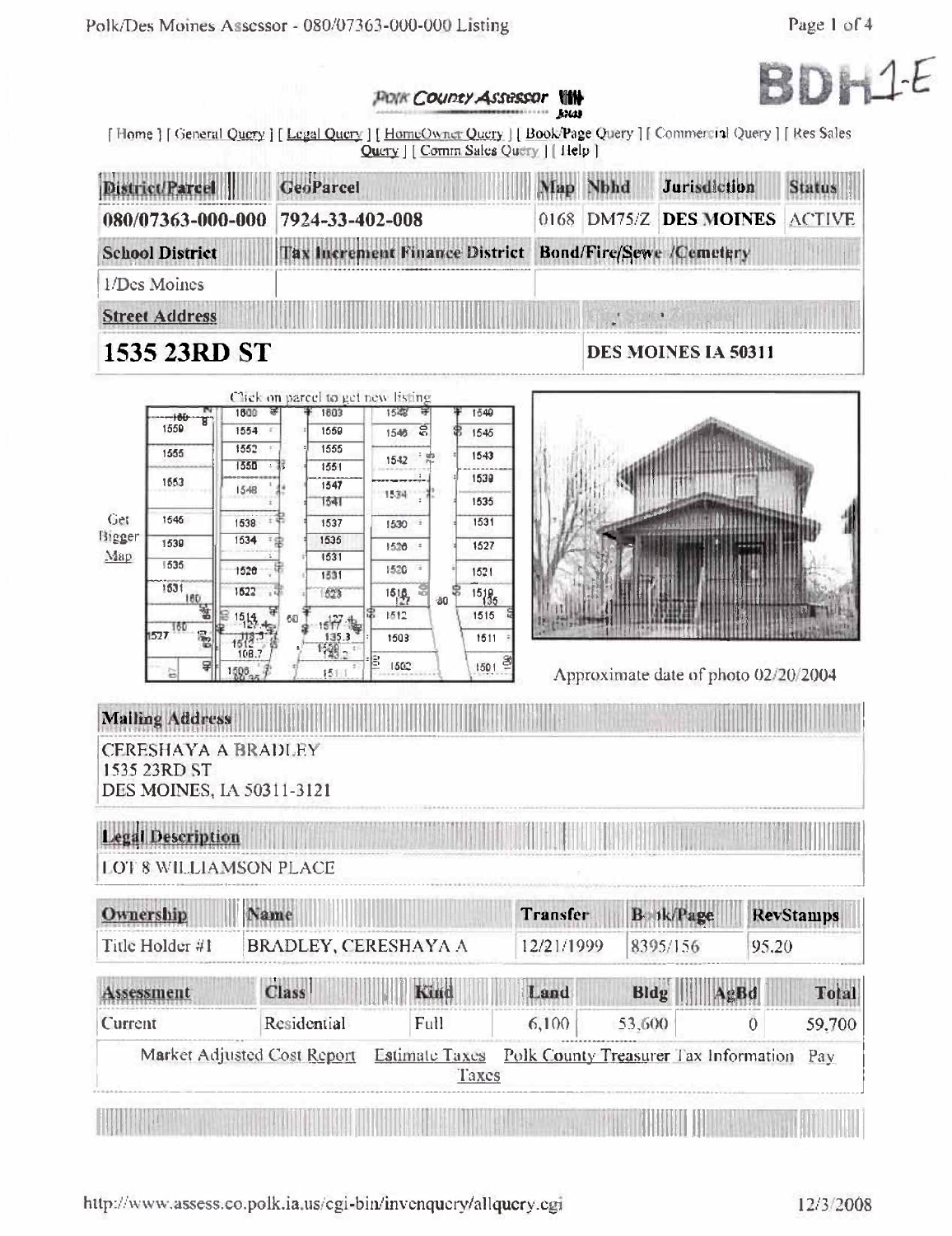BDH1-E

Polk County Assessor

[ Home ] [ General Query ] [ Legal Query ] [ HomeOwner Query ] [ Book/Page Query ] [ Commercial Query ] [ Res Sales Query ] [ Comm Sales Query ] [ Help ]

| District/Parcel | GeoParcel | Map | Nbhd | Jurisdiction | Status |
|---|---|---|---|---|---|
| **080/07363-000-000** | **7924-33-402-008** | 0168 | DM75/Z | **DES MOINES** | ACTIVE |

| School District | Tax Increment Finance District | Bond/Fire/Sewer/Cemetery |
|---|---|---|
| 1/Des Moines | | |

| Street Address | City State Zipcode |
|---|---|
| **1535 23RD ST** | **DES MOINES IA 50311** |

Click on parcel to get new listing

Get Bigger Map

Approximate date of photo 02/20/2004

## Mailing Address

CERESHAYA A BRADLEY
1535 23RD ST
DES MOINES, IA 50311-3121

## Legal Description

LOT 8 WILLIAMSON PLACE

| Ownership | Name | Transfer | Book/Page | RevStamps |
|---|---|---|---|---|
| Title Holder #1 | BRADLEY, CERESHAYA A | 12/21/1999 | 8395/156 | 95.20 |

| Assessment | Class | Kind | Land | Bldg | AgBd | Total |
|---|---|---|---|---|---|---|
| Current | Residential | Full | 6,100 | 53,600 | 0 | 59,700 |

Market Adjusted Cost Report | Estimate Taxes | Polk County Treasurer Tax Information | Pay Taxes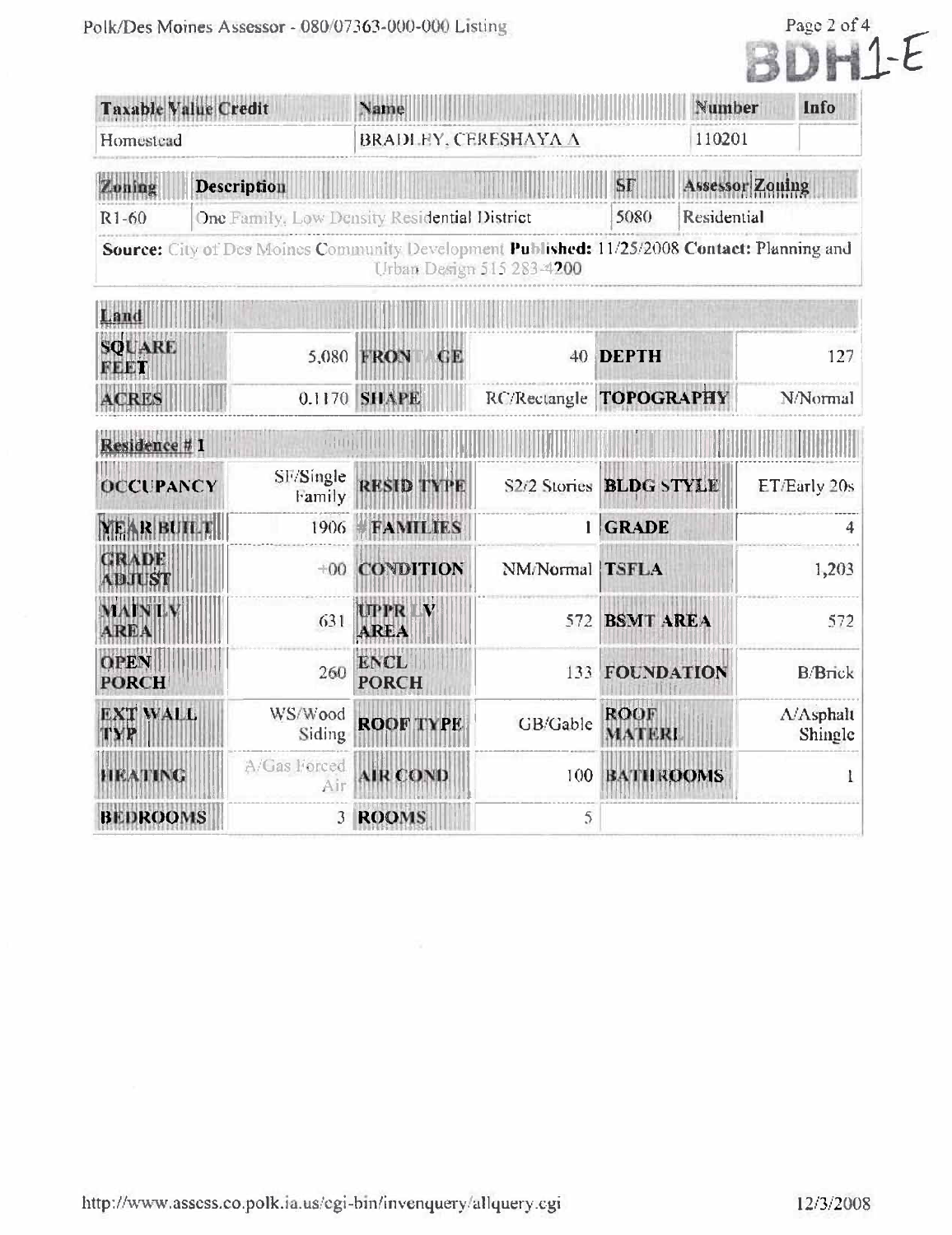BDH1-E

| Taxable Value Credit | Name | Number | Info |
|---|---|---|---|
| Homestead | BRADLEY, CERESHAYA A | 110201 | |

| Zoning | Description | SF | Assessor Zoning |
|---|---|---|---|
| R1-60 | One Family, Low Density Residential District | 5080 | Residential |

**Source:** City of Des Moines Community Development **Published:** 11/25/2008 **Contact:** Planning and Urban Design 515 283-4200

| Land | | | | | |
|---|---|---|---|---|---|
| SQUARE FEET | 5,080 | FRONTAGE | 40 | DEPTH | 127 |
| ACRES | 0.1170 | SHAPE | RC/Rectangle | TOPOGRAPHY | N/Normal |

| Residence # 1 | | | | | |
|---|---|---|---|---|---|
| OCCUPANCY | SF/Single Family | RESID TYPE | S2/2 Stories | BLDG STYLE | ET/Early 20s |
| YEAR BUILT | 1906 | # FAMILIES | 1 | GRADE | 4 |
| GRADE ADJUST | +00 | CONDITION | NM/Normal | TSFLA | 1,203 |
| MAIN LV AREA | 631 | UPPR LV AREA | 572 | BSMT AREA | 572 |
| OPEN PORCH | 260 | ENCL PORCH | 133 | FOUNDATION | B/Brick |
| EXT WALL TYP | WS/Wood Siding | ROOF TYPE | GB/Gable | ROOF MATERL | A/Asphalt Shingle |
| HEATING | A/Gas Forced Air | AIR COND | 100 | BATHROOMS | 1 |
| BEDROOMS | 3 | ROOMS | 5 | | |